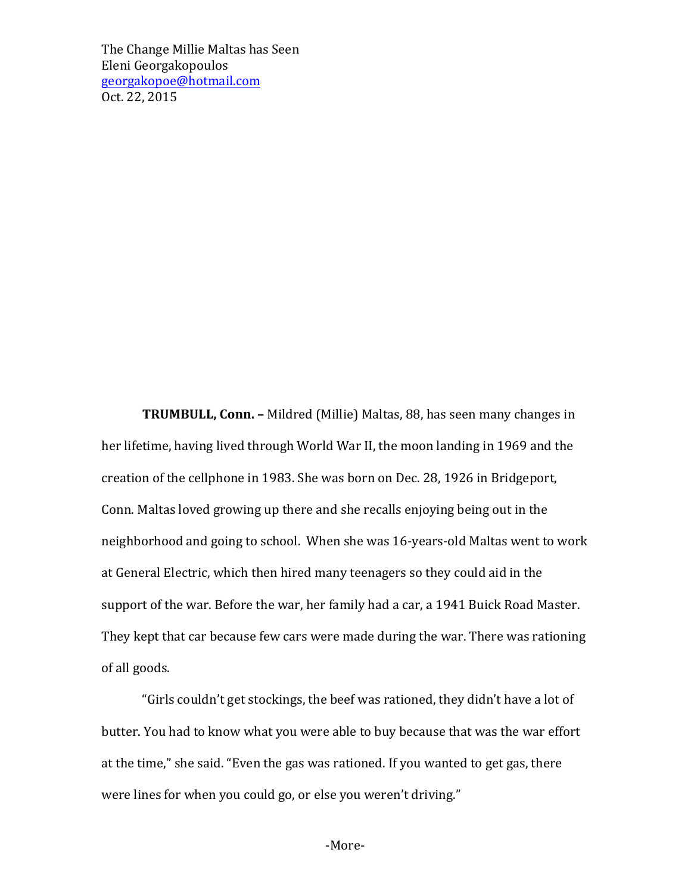The Change Millie Maltas has Seen
Eleni Georgakopoulos
georgakopoe@hotmail.com
Oct. 22, 2015

**TRUMBULL, Conn. –** Mildred (Millie) Maltas, 88, has seen many changes in her lifetime, having lived through World War II, the moon landing in 1969 and the creation of the cellphone in 1983. She was born on Dec. 28, 1926 in Bridgeport, Conn. Maltas loved growing up there and she recalls enjoying being out in the neighborhood and going to school. When she was 16-years-old Maltas went to work at General Electric, which then hired many teenagers so they could aid in the support of the war. Before the war, her family had a car, a 1941 Buick Road Master. They kept that car because few cars were made during the war. There was rationing of all goods.

"Girls couldn't get stockings, the beef was rationed, they didn't have a lot of butter. You had to know what you were able to buy because that was the war effort at the time," she said. "Even the gas was rationed. If you wanted to get gas, there were lines for when you could go, or else you weren't driving."

-More-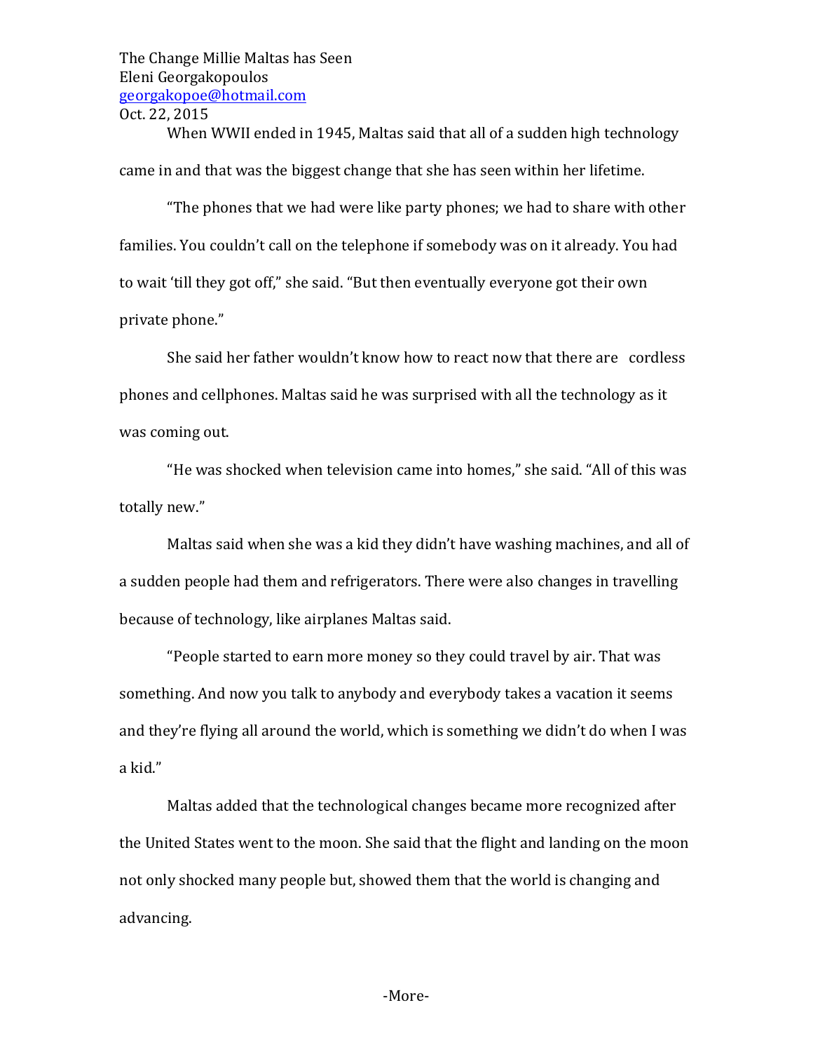The Change Millie Maltas has Seen
Eleni Georgakopoulos
georgakopoe@hotmail.com
Oct. 22, 2015

When WWII ended in 1945, Maltas said that all of a sudden high technology came in and that was the biggest change that she has seen within her lifetime.

"The phones that we had were like party phones; we had to share with other families. You couldn't call on the telephone if somebody was on it already. You had to wait 'till they got off," she said. "But then eventually everyone got their own private phone."

She said her father wouldn't know how to react now that there are cordless phones and cellphones. Maltas said he was surprised with all the technology as it was coming out.

"He was shocked when television came into homes," she said. "All of this was totally new."

Maltas said when she was a kid they didn't have washing machines, and all of a sudden people had them and refrigerators. There were also changes in travelling because of technology, like airplanes Maltas said.

"People started to earn more money so they could travel by air. That was something. And now you talk to anybody and everybody takes a vacation it seems and they're flying all around the world, which is something we didn't do when I was a kid."

Maltas added that the technological changes became more recognized after the United States went to the moon. She said that the flight and landing on the moon not only shocked many people but, showed them that the world is changing and advancing.

-More-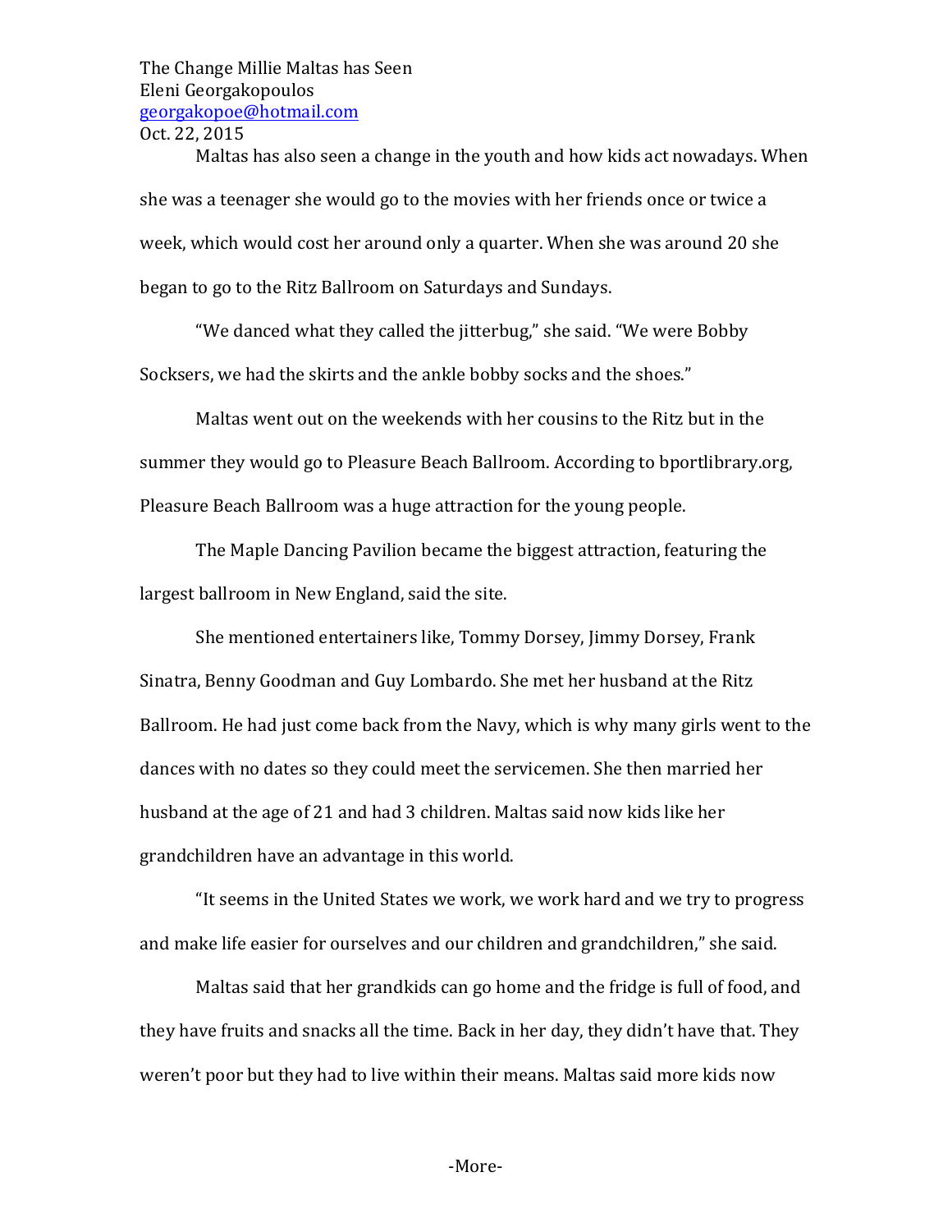The Change Millie Maltas has Seen
Eleni Georgakopoulos
georgakopoe@hotmail.com
Oct. 22, 2015

Maltas has also seen a change in the youth and how kids act nowadays. When she was a teenager she would go to the movies with her friends once or twice a week, which would cost her around only a quarter. When she was around 20 she began to go to the Ritz Ballroom on Saturdays and Sundays.

"We danced what they called the jitterbug," she said. "We were Bobby Socksers, we had the skirts and the ankle bobby socks and the shoes."

Maltas went out on the weekends with her cousins to the Ritz but in the summer they would go to Pleasure Beach Ballroom. According to bportlibrary.org, Pleasure Beach Ballroom was a huge attraction for the young people.

The Maple Dancing Pavilion became the biggest attraction, featuring the largest ballroom in New England, said the site.

She mentioned entertainers like, Tommy Dorsey, Jimmy Dorsey, Frank Sinatra, Benny Goodman and Guy Lombardo. She met her husband at the Ritz Ballroom. He had just come back from the Navy, which is why many girls went to the dances with no dates so they could meet the servicemen. She then married her husband at the age of 21 and had 3 children. Maltas said now kids like her grandchildren have an advantage in this world.

"It seems in the United States we work, we work hard and we try to progress and make life easier for ourselves and our children and grandchildren," she said.

Maltas said that her grandkids can go home and the fridge is full of food, and they have fruits and snacks all the time. Back in her day, they didn't have that. They weren't poor but they had to live within their means. Maltas said more kids now

-More-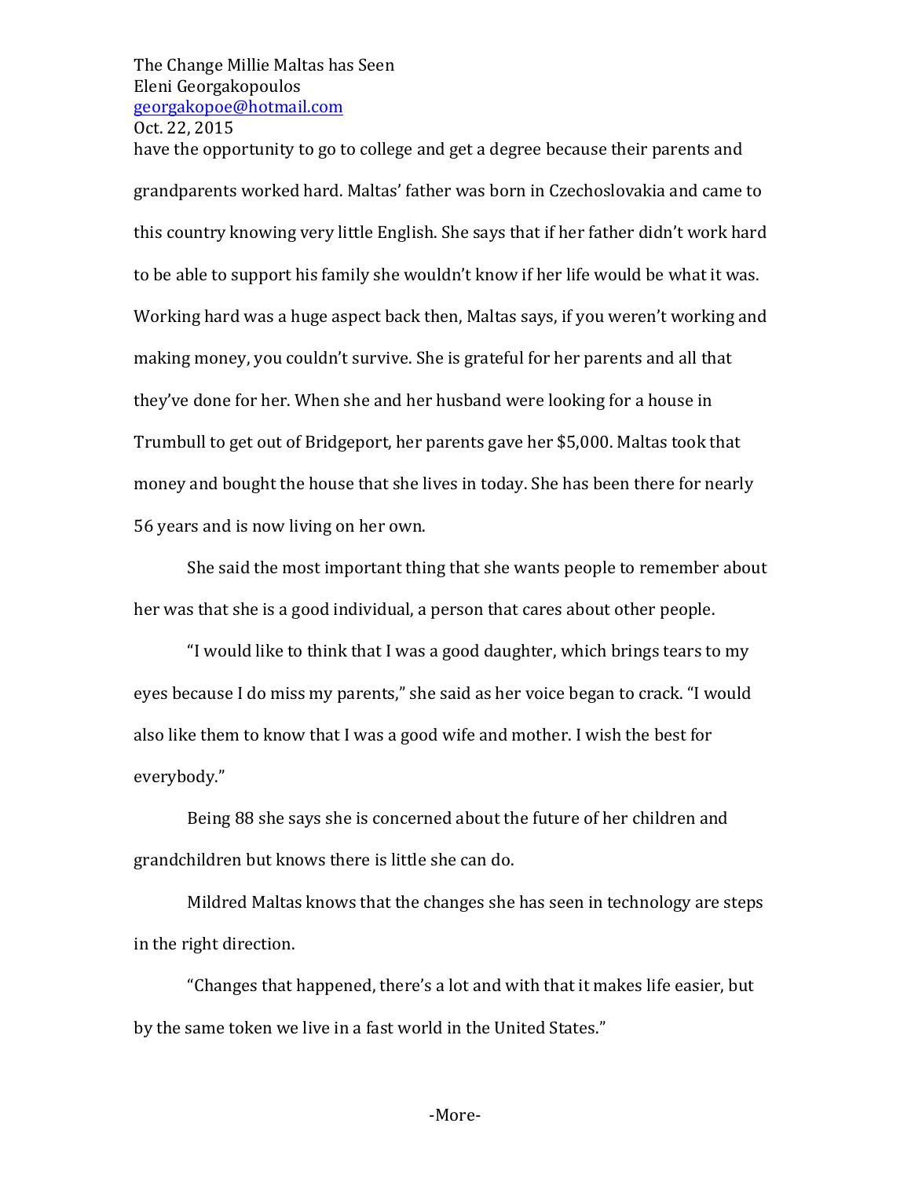have the opportunity to go to college and get a degree because their parents and grandparents worked hard. Maltas' father was born in Czechoslovakia and came to this country knowing very little English. She says that if her father didn't work hard to be able to support his family she wouldn't know if her life would be what it was. Working hard was a huge aspect back then, Maltas says, if you weren't working and making money, you couldn't survive. She is grateful for her parents and all that they've done for her. When she and her husband were looking for a house in Trumbull to get out of Bridgeport, her parents gave her $5,000. Maltas took that money and bought the house that she lives in today. She has been there for nearly 56 years and is now living on her own.

She said the most important thing that she wants people to remember about her was that she is a good individual, a person that cares about other people.

"I would like to think that I was a good daughter, which brings tears to my eyes because I do miss my parents," she said as her voice began to crack. "I would also like them to know that I was a good wife and mother. I wish the best for everybody."

Being 88 she says she is concerned about the future of her children and grandchildren but knows there is little she can do.

Mildred Maltas knows that the changes she has seen in technology are steps in the right direction.

"Changes that happened, there's a lot and with that it makes life easier, but by the same token we live in a fast world in the United States."

-More-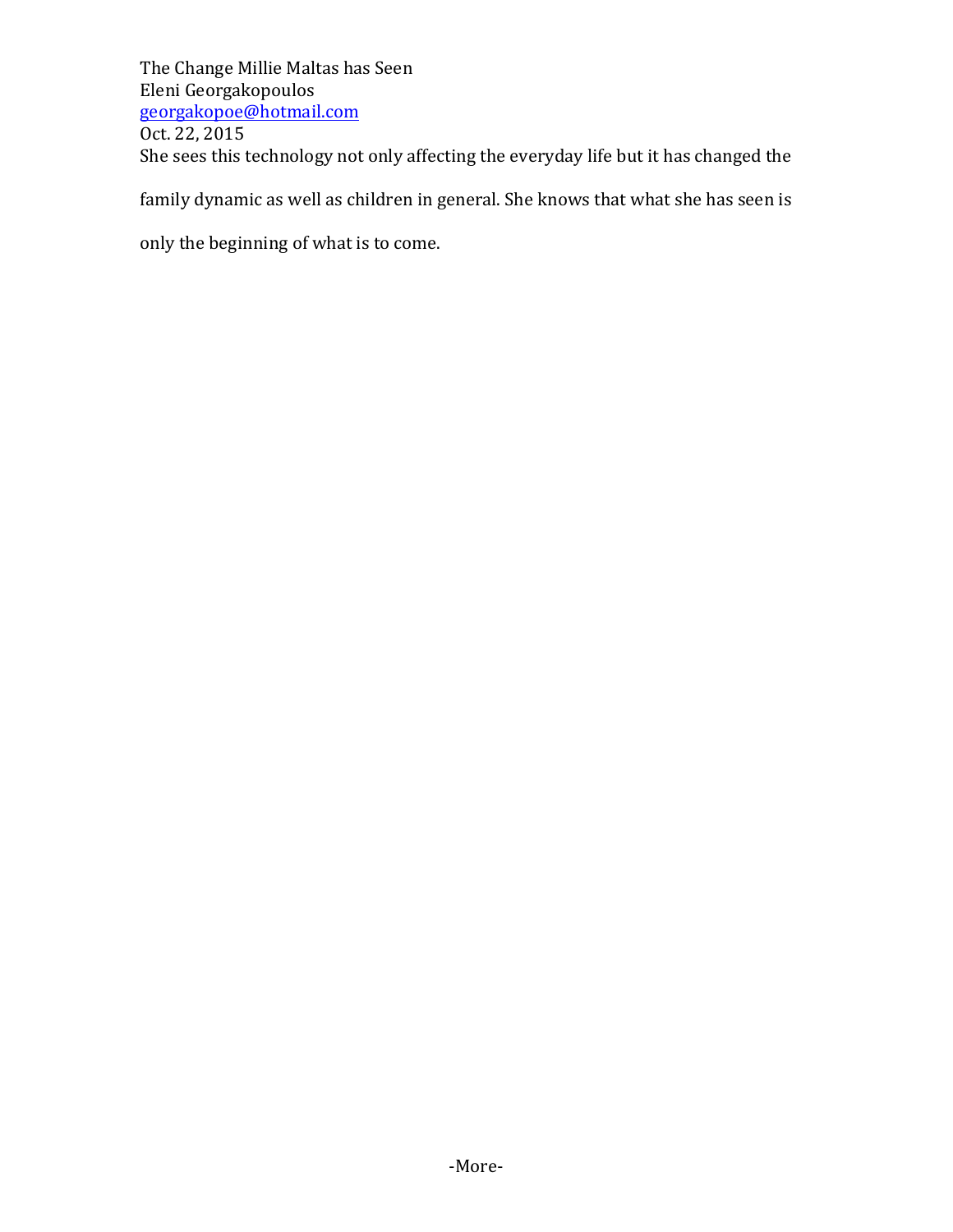The Change Millie Maltas has Seen
Eleni Georgakopoulos
georgakopoe@hotmail.com
Oct. 22, 2015

She sees this technology not only affecting the everyday life but it has changed the family dynamic as well as children in general. She knows that what she has seen is only the beginning of what is to come.

-More-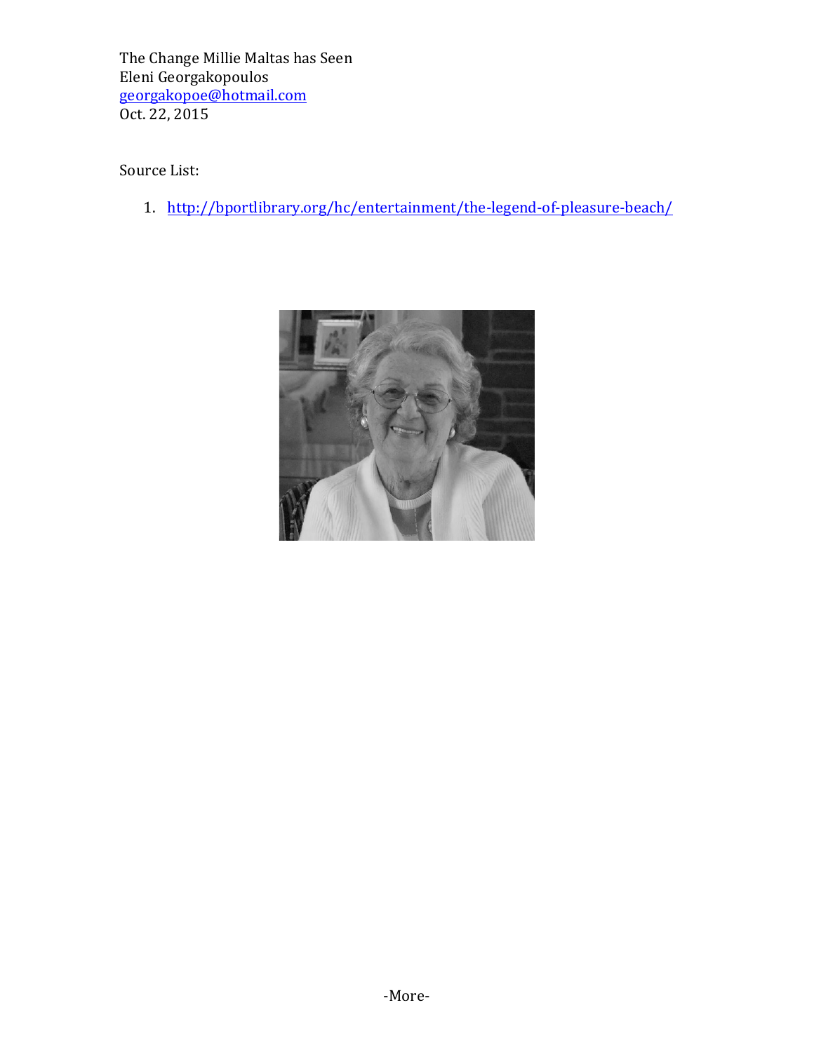The Change Millie Maltas has Seen
Eleni Georgakopoulos
georgakopoe@hotmail.com
Oct. 22, 2015

Source List:

1. http://bportlibrary.org/hc/entertainment/the-legend-of-pleasure-beach/

-More-